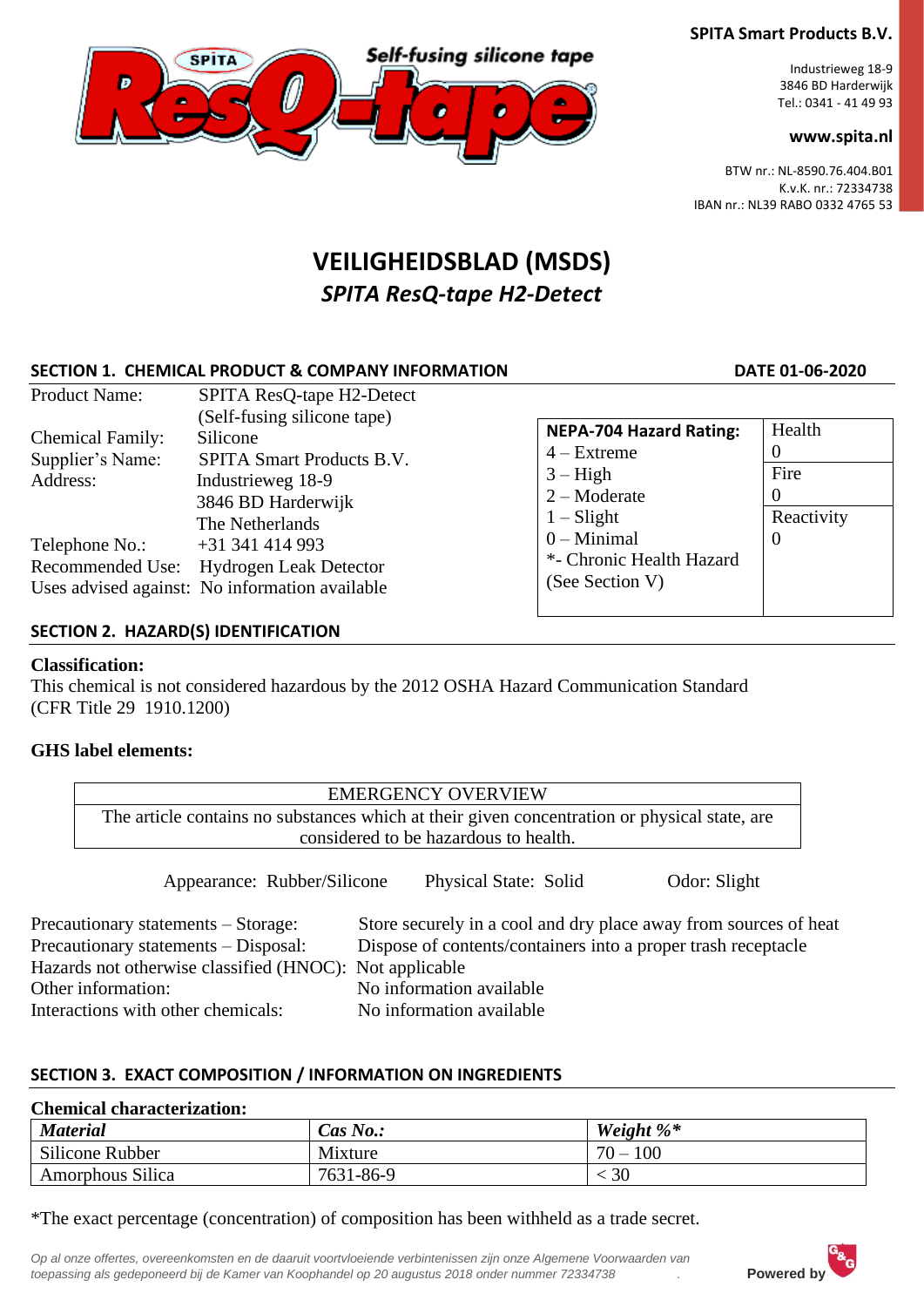SPITA Smart Products B.V.

Industrieweg 18-9
3846 BD Harderwijk
Tel.: 0341 - 41 49 93

**www.spita.nl**

BTW nr.: NL-8590.76.404.B01
K.v.K. nr.: 72334738
IBAN nr.: NL39 RABO 0332 4765 53

# VEILIGHEIDSBLAD (MSDS)

## *SPITA ResQ-tape H2-Detect*

### SECTION 1. CHEMICAL PRODUCT & COMPANY INFORMATION — DATE 01-06-2020

Product Name: SPITA ResQ-tape H2-Detect (Self-fusing silicone tape)
Chemical Family: Silicone
Supplier's Name: SPITA Smart Products B.V.
Address: Industrieweg 18-9, 3846 BD Harderwijk, The Netherlands
Telephone No.: +31 341 414 993
Recommended Use: Hydrogen Leak Detector
Uses advised against: No information available

| **NEPA-704 Hazard Rating:** | |
|---|---|
| 4 – Extreme | Health 0 |
| 3 – High | |
| 2 – Moderate | Fire 0 |
| 1 – Slight | |
| 0 – Minimal | Reactivity 0 |
| *- Chronic Health Hazard (See Section V) | |

### SECTION 2. HAZARD(S) IDENTIFICATION

**Classification:**
This chemical is not considered hazardous by the 2012 OSHA Hazard Communication Standard (CFR Title 29 1910.1200)

**GHS label elements:**

| EMERGENCY OVERVIEW |
|---|
| The article contains no substances which at their given concentration or physical state, are considered to be hazardous to health. |

Appearance: Rubber/Silicone  Physical State: Solid  Odor: Slight

Precautionary statements – Storage: Store securely in a cool and dry place away from sources of heat
Precautionary statements – Disposal: Dispose of contents/containers into a proper trash receptacle
Hazards not otherwise classified (HNOC): Not applicable
Other information: No information available
Interactions with other chemicals: No information available

### SECTION 3. EXACT COMPOSITION / INFORMATION ON INGREDIENTS

**Chemical characterization:**

| *Material* | *Cas No.:* | *Weight %** |
|---|---|---|
| Silicone Rubber | Mixture | 70 – 100 |
| Amorphous Silica | 7631-86-9 | < 30 |

*The exact percentage (concentration) of composition has been withheld as a trade secret.

*Op al onze offertes, overeenkomsten en de daaruit voortvloeiende verbintenissen zijn onze Algemene Voorwaarden van toepassing als gedeponeerd bij de Kamer van Koophandel op 20 augustus 2018 onder nummer 72334738*

Powered by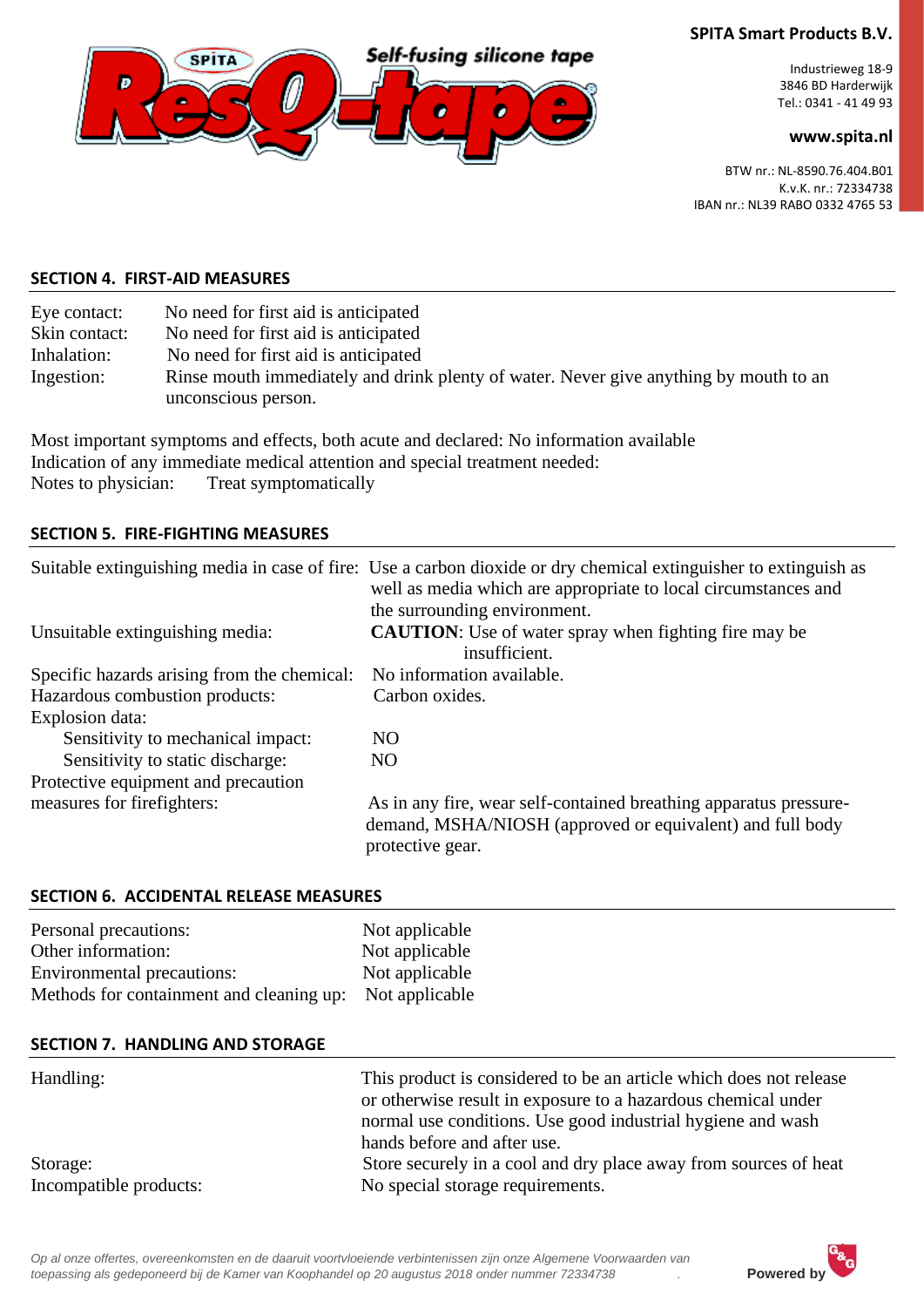## SECTION 4. FIRST-AID MEASURES

| | |
|---|---|
| Eye contact: | No need for first aid is anticipated |
| Skin contact: | No need for first aid is anticipated |
| Inhalation: | No need for first aid is anticipated |
| Ingestion: | Rinse mouth immediately and drink plenty of water. Never give anything by mouth to an unconscious person. |

Most important symptoms and effects, both acute and declared: No information available
Indication of any immediate medical attention and special treatment needed:
Notes to physician: Treat symptomatically

## SECTION 5. FIRE-FIGHTING MEASURES

| | |
|---|---|
| Suitable extinguishing media in case of fire: | Use a carbon dioxide or dry chemical extinguisher to extinguish as well as media which are appropriate to local circumstances and the surrounding environment. |
| Unsuitable extinguishing media: | **CAUTION**: Use of water spray when fighting fire may be insufficient. |
| Specific hazards arising from the chemical: | No information available. |
| Hazardous combustion products: | Carbon oxides. |
| Explosion data: | |
| Sensitivity to mechanical impact: | NO |
| Sensitivity to static discharge: | NO |
| Protective equipment and precaution measures for firefighters: | As in any fire, wear self-contained breathing apparatus pressure-demand, MSHA/NIOSH (approved or equivalent) and full body protective gear. |

## SECTION 6. ACCIDENTAL RELEASE MEASURES

| | |
|---|---|
| Personal precautions: | Not applicable |
| Other information: | Not applicable |
| Environmental precautions: | Not applicable |
| Methods for containment and cleaning up: | Not applicable |

## SECTION 7. HANDLING AND STORAGE

| | |
|---|---|
| Handling: | This product is considered to be an article which does not release or otherwise result in exposure to a hazardous chemical under normal use conditions. Use good industrial hygiene and wash hands before and after use. |
| Storage: | Store securely in a cool and dry place away from sources of heat |
| Incompatible products: | No special storage requirements. |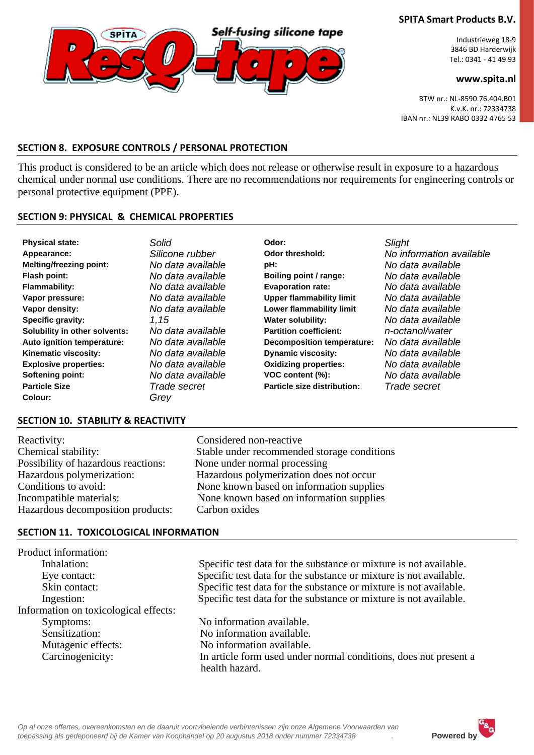## SECTION 8. EXPOSURE CONTROLS / PERSONAL PROTECTION

This product is considered to be an article which does not release or otherwise result in exposure to a hazardous chemical under normal use conditions. There are no recommendations nor requirements for engineering controls or personal protective equipment (PPE).

## SECTION 9: PHYSICAL & CHEMICAL PROPERTIES

| | | | |
|---|---|---|---|
| **Physical state:** | *Solid* | **Odor:** | *Slight* |
| **Appearance:** | *Silicone rubber* | **Odor threshold:** | *No information available* |
| **Melting/freezing point:** | *No data available* | **pH:** | *No data available* |
| **Flash point:** | *No data available* | **Boiling point / range:** | *No data available* |
| **Flammability:** | *No data available* | **Evaporation rate:** | *No data available* |
| **Vapor pressure:** | *No data available* | **Upper flammability limit** | *No data available* |
| **Vapor density:** | *No data available* | **Lower flammability limit** | *No data available* |
| **Specific gravity:** | *1,15* | **Water solubility:** | *No data available* |
| **Solubility in other solvents:** | *No data available* | **Partition coefficient:** | *n-octanol/water* |
| **Auto ignition temperature:** | *No data available* | **Decomposition temperature:** | *No data available* |
| **Kinematic viscosity:** | *No data available* | **Dynamic viscosity:** | *No data available* |
| **Explosive properties:** | *No data available* | **Oxidizing properties:** | *No data available* |
| **Softening point:** | *No data available* | **VOC content (%):** | *No data available* |
| **Particle Size** | *Trade secret* | **Particle size distribution:** | *Trade secret* |
| **Colour:** | *Grey* | | |

## SECTION 10. STABILITY & REACTIVITY

| | |
|---|---|
| Reactivity: | Considered non-reactive |
| Chemical stability: | Stable under recommended storage conditions |
| Possibility of hazardous reactions: | None under normal processing |
| Hazardous polymerization: | Hazardous polymerization does not occur |
| Conditions to avoid: | None known based on information supplies |
| Incompatible materials: | None known based on information supplies |
| Hazardous decomposition products: | Carbon oxides |

## SECTION 11. TOXICOLOGICAL INFORMATION

Product information:

| | |
|---|---|
| Inhalation: | Specific test data for the substance or mixture is not available. |
| Eye contact: | Specific test data for the substance or mixture is not available. |
| Skin contact: | Specific test data for the substance or mixture is not available. |
| Ingestion: | Specific test data for the substance or mixture is not available. |

Information on toxicological effects:

| | |
|---|---|
| Symptoms: | No information available. |
| Sensitization: | No information available. |
| Mutagenic effects: | No information available. |
| Carcinogenicity: | In article form used under normal conditions, does not present a health hazard. |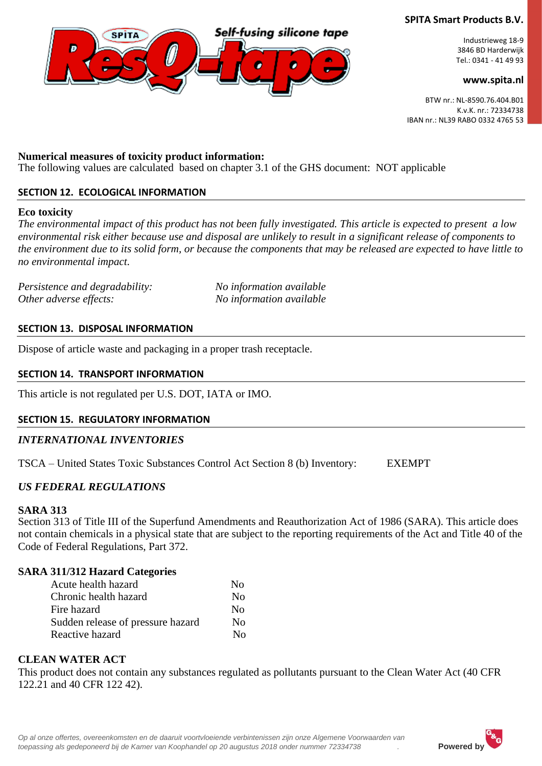**Numerical measures of toxicity product information:**
The following values are calculated based on chapter 3.1 of the GHS document: NOT applicable

## SECTION 12. ECOLOGICAL INFORMATION

**Eco toxicity**
*The environmental impact of this product has not been fully investigated. This article is expected to present a low environmental risk either because use and disposal are unlikely to result in a significant release of components to the environment due to its solid form, or because the components that may be released are expected to have little to no environmental impact.*

| | |
|---|---|
| *Persistence and degradability:* | *No information available* |
| *Other adverse effects:* | *No information available* |

## SECTION 13. DISPOSAL INFORMATION

Dispose of article waste and packaging in a proper trash receptacle.

## SECTION 14. TRANSPORT INFORMATION

This article is not regulated per U.S. DOT, IATA or IMO.

## SECTION 15. REGULATORY INFORMATION

### *INTERNATIONAL INVENTORIES*

TSCA – United States Toxic Substances Control Act Section 8 (b) Inventory: EXEMPT

### *US FEDERAL REGULATIONS*

**SARA 313**
Section 313 of Title III of the Superfund Amendments and Reauthorization Act of 1986 (SARA). This article does not contain chemicals in a physical state that are subject to the reporting requirements of the Act and Title 40 of the Code of Federal Regulations, Part 372.

**SARA 311/312 Hazard Categories**

| | |
|---|---|
| Acute health hazard | No |
| Chronic health hazard | No |
| Fire hazard | No |
| Sudden release of pressure hazard | No |
| Reactive hazard | No |

**CLEAN WATER ACT**
This product does not contain any substances regulated as pollutants pursuant to the Clean Water Act (40 CFR 122.21 and 40 CFR 122 42).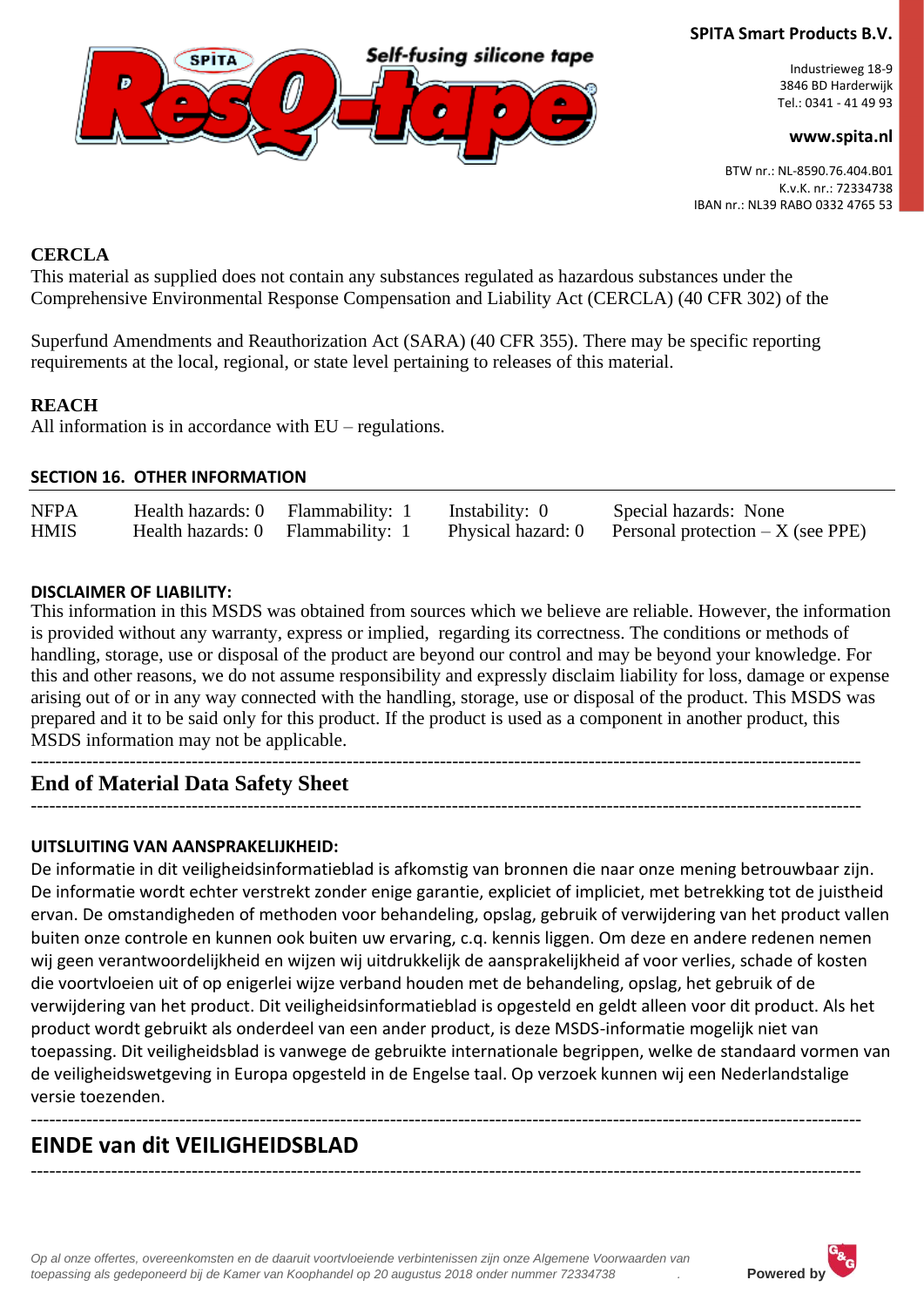## CERCLA

This material as supplied does not contain any substances regulated as hazardous substances under the Comprehensive Environmental Response Compensation and Liability Act (CERCLA) (40 CFR 302) of the

Superfund Amendments and Reauthorization Act (SARA) (40 CFR 355). There may be specific reporting requirements at the local, regional, or state level pertaining to releases of this material.

## REACH

All information is in accordance with EU – regulations.

## SECTION 16. OTHER INFORMATION

| | | | | |
|---|---|---|---|---|
| NFPA | Health hazards: 0 | Flammability: 1 | Instability: 0 | Special hazards: None |
| HMIS | Health hazards: 0 | Flammability: 1 | Physical hazard: 0 | Personal protection – X (see PPE) |

**DISCLAIMER OF LIABILITY:**

This information in this MSDS was obtained from sources which we believe are reliable. However, the information is provided without any warranty, express or implied, regarding its correctness. The conditions or methods of handling, storage, use or disposal of the product are beyond our control and may be beyond your knowledge. For this and other reasons, we do not assume responsibility and expressly disclaim liability for loss, damage or expense arising out of or in any way connected with the handling, storage, use or disposal of the product. This MSDS was prepared and it to be said only for this product. If the product is used as a component in another product, this MSDS information may not be applicable.

---

## End of Material Data Safety Sheet

---

**UITSLUITING VAN AANSPRAKELIJKHEID:**

De informatie in dit veiligheidsinformatieblad is afkomstig van bronnen die naar onze mening betrouwbaar zijn. De informatie wordt echter verstrekt zonder enige garantie, expliciet of impliciet, met betrekking tot de juistheid ervan. De omstandigheden of methoden voor behandeling, opslag, gebruik of verwijdering van het product vallen buiten onze controle en kunnen ook buiten uw ervaring, c.q. kennis liggen. Om deze en andere redenen nemen wij geen verantwoordelijkheid en wijzen wij uitdrukkelijk de aansprakelijkheid af voor verlies, schade of kosten die voortvloeien uit of op enigerlei wijze verband houden met de behandeling, opslag, het gebruik of de verwijdering van het product. Dit veiligheidsinformatieblad is opgesteld en geldt alleen voor dit product. Als het product wordt gebruikt als onderdeel van een ander product, is deze MSDS-informatie mogelijk niet van toepassing. Dit veiligheidsblad is vanwege de gebruikte internationale begrippen, welke de standaard vormen van de veiligheidswetgeving in Europa opgesteld in de Engelse taal. Op verzoek kunnen wij een Nederlandstalige versie toezenden.

---

## EINDE van dit VEILIGHEIDSBLAD

---